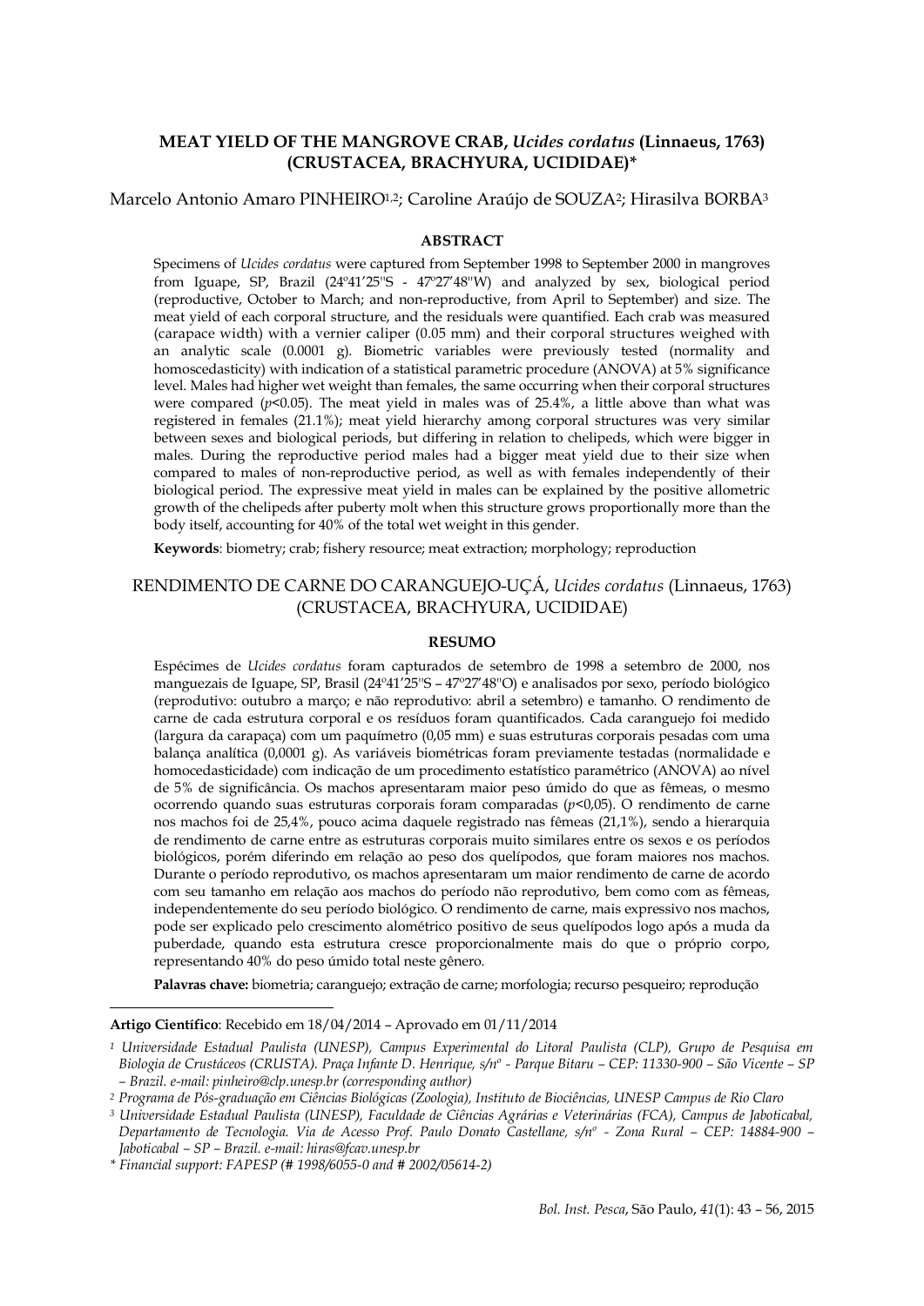# MEAT YIELD OF THE MANGROVE CRAB, *Ucides cordatus* (Linnaeus, 1763) (CRUSTACEA, BRACHYURA, UCIDIDAE)*

Marcelo Antonio Amaro PINHEIRO[1,2]; Caroline Araújo de SOUZA[2]; Hirasilva BORBA[3]

## ABSTRACT

Specimens of *Ucides cordatus* were captured from September 1998 to September 2000 in mangroves from Iguape, SP, Brazil (24º41'25"S - 47º27'48"W) and analyzed by sex, biological period (reproductive, October to March; and non-reproductive, from April to September) and size. The meat yield of each corporal structure, and the residuals were quantified. Each crab was measured (carapace width) with a vernier caliper (0.05 mm) and their corporal structures weighed with an analytic scale (0.0001 g). Biometric variables were previously tested (normality and homoscedasticity) with indication of a statistical parametric procedure (ANOVA) at 5% significance level. Males had higher wet weight than females, the same occurring when their corporal structures were compared ($p<0.05$). The meat yield in males was of 25.4%, a little above than what was registered in females (21.1%); meat yield hierarchy among corporal structures was very similar between sexes and biological periods, but differing in relation to chelipeds, which were bigger in males. During the reproductive period males had a bigger meat yield due to their size when compared to males of non-reproductive period, as well as with females independently of their biological period. The expressive meat yield in males can be explained by the positive allometric growth of the chelipeds after puberty molt when this structure grows proportionally more than the body itself, accounting for 40% of the total wet weight in this gender.

**Keywords**: biometry; crab; fishery resource; meat extraction; morphology; reproduction

# RENDIMENTO DE CARNE DO CARANGUEJO-UÇÁ, *Ucides cordatus* (Linnaeus, 1763) (CRUSTACEA, BRACHYURA, UCIDIDAE)

## RESUMO

Espécimes de *Ucides cordatus* foram capturados de setembro de 1998 a setembro de 2000, nos manguezais de Iguape, SP, Brasil (24º41'25"S – 47º27'48"O) e analisados por sexo, período biológico (reprodutivo: outubro a março; e não reprodutivo: abril a setembro) e tamanho. O rendimento de carne de cada estrutura corporal e os resíduos foram quantificados. Cada caranguejo foi medido (largura da carapaça) com um paquímetro (0,05 mm) e suas estruturas corporais pesadas com uma balança analítica (0,0001 g). As variáveis biométricas foram previamente testadas (normalidade e homocedasticidade) com indicação de um procedimento estatístico paramétrico (ANOVA) ao nível de 5% de significância. Os machos apresentaram maior peso úmido do que as fêmeas, o mesmo ocorrendo quando suas estruturas corporais foram comparadas ($p<0,05$). O rendimento de carne nos machos foi de 25,4%, pouco acima daquele registrado nas fêmeas (21,1%), sendo a hierarquia de rendimento de carne entre as estruturas corporais muito similares entre os sexos e os períodos biológicos, porém diferindo em relação ao peso dos quelípodos, que foram maiores nos machos. Durante o período reprodutivo, os machos apresentaram um maior rendimento de carne de acordo com seu tamanho em relação aos machos do período não reprodutivo, bem como com as fêmeas, independentemente do seu período biológico. O rendimento de carne, mais expressivo nos machos, pode ser explicado pelo crescimento alométrico positivo de seus quelípodos logo após a muda da puberdade, quando esta estrutura cresce proporcionalmente mais do que o próprio corpo, representando 40% do peso úmido total neste gênero.

**Palavras chave:** biometria; caranguejo; extração de carne; morfologia; recurso pesqueiro; reprodução

---

**Artigo Científico**: Recebido em 18/04/2014 – Aprovado em 01/11/2014

[1] *Universidade Estadual Paulista (UNESP), Campus Experimental do Litoral Paulista (CLP), Grupo de Pesquisa em Biologia de Crustáceos (CRUSTA). Praça Infante D. Henrique, s/nº - Parque Bitaru – CEP: 11330-900 – São Vicente – SP – Brazil. e-mail: pinheiro@clp.unesp.br (corresponding author)*

[2] *Programa de Pós-graduação em Ciências Biológicas (Zoologia), Instituto de Biociências, UNESP Campus de Rio Claro*

[3] *Universidade Estadual Paulista (UNESP), Faculdade de Ciências Agrárias e Veterinárias (FCA), Campus de Jaboticabal, Departamento de Tecnologia. Via de Acesso Prof. Paulo Donato Castellane, s/nº - Zona Rural – CEP: 14884-900 – Jaboticabal – SP – Brazil. e-mail: hiras@fcav.unesp.br*

\* *Financial support: FAPESP (# 1998/6055-0 and # 2002/05614-2)*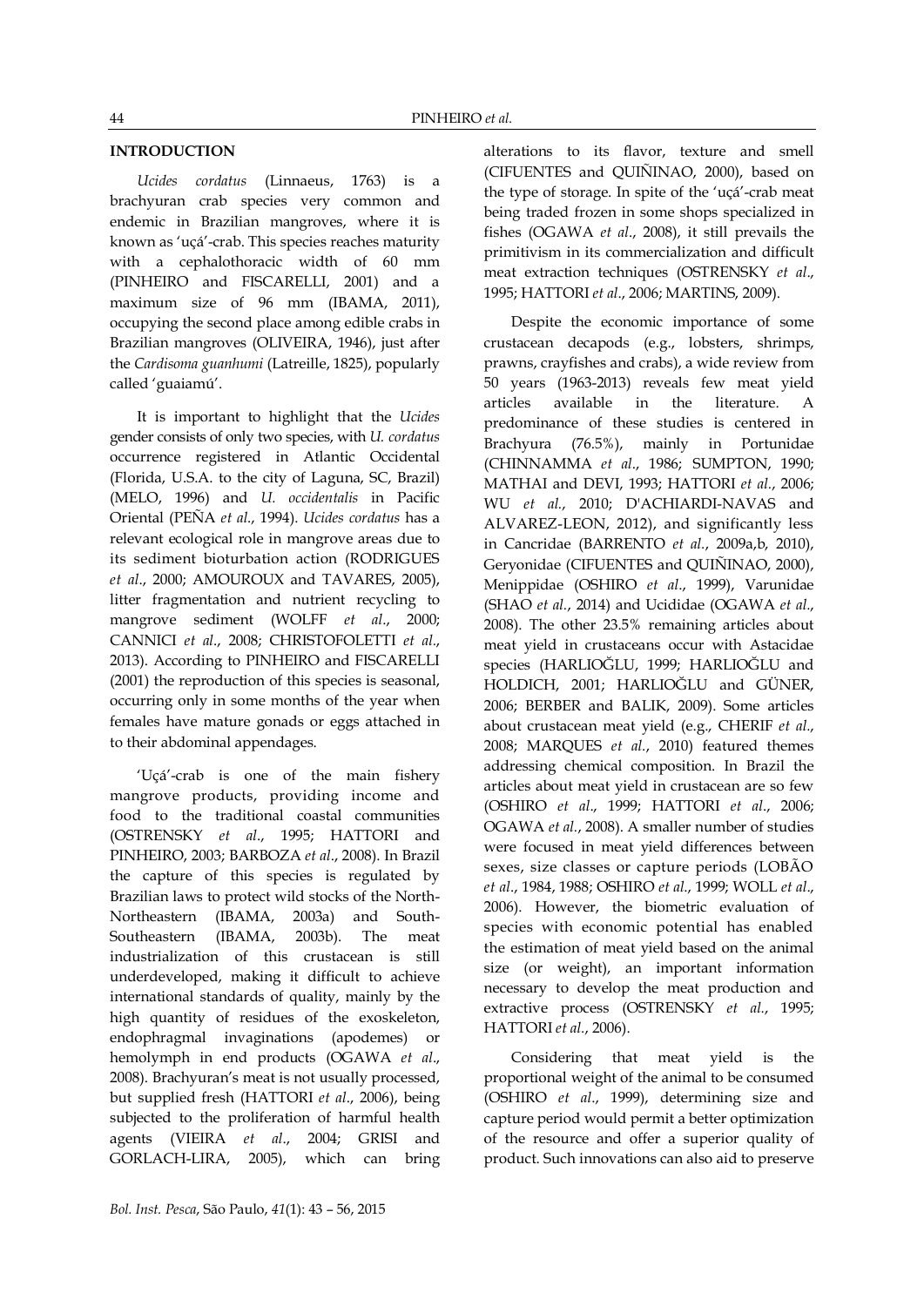## INTRODUCTION

*Ucides cordatus* (Linnaeus, 1763) is a brachyuran crab species very common and endemic in Brazilian mangroves, where it is known as 'uçá'-crab. This species reaches maturity with a cephalothoracic width of 60 mm (PINHEIRO and FISCARELLI, 2001) and a maximum size of 96 mm (IBAMA, 2011), occupying the second place among edible crabs in Brazilian mangroves (OLIVEIRA, 1946), just after the *Cardisoma guanhumi* (Latreille, 1825), popularly called 'guaiamú'.

It is important to highlight that the *Ucides* gender consists of only two species, with *U. cordatus* occurrence registered in Atlantic Occidental (Florida, U.S.A. to the city of Laguna, SC, Brazil) (MELO, 1996) and *U. occidentalis* in Pacific Oriental (PEÑA *et al*., 1994). *Ucides cordatus* has a relevant ecological role in mangrove areas due to its sediment bioturbation action (RODRIGUES *et al*., 2000; AMOUROUX and TAVARES, 2005), litter fragmentation and nutrient recycling to mangrove sediment (WOLFF *et al*., 2000; CANNICI *et al*., 2008; CHRISTOFOLETTI *et al*., 2013). According to PINHEIRO and FISCARELLI (2001) the reproduction of this species is seasonal, occurring only in some months of the year when females have mature gonads or eggs attached in to their abdominal appendages.

'Uçá'-crab is one of the main fishery mangrove products, providing income and food to the traditional coastal communities (OSTRENSKY *et al*., 1995; HATTORI and PINHEIRO, 2003; BARBOZA *et al*., 2008). In Brazil the capture of this species is regulated by Brazilian laws to protect wild stocks of the North-Northeastern (IBAMA, 2003a) and South-Southeastern (IBAMA, 2003b). The meat industrialization of this crustacean is still underdeveloped, making it difficult to achieve international standards of quality, mainly by the high quantity of residues of the exoskeleton, endophragmal invaginations (apodemes) or hemolymph in end products (OGAWA *et al*., 2008). Brachyuran's meat is not usually processed, but supplied fresh (HATTORI *et al*., 2006), being subjected to the proliferation of harmful health agents (VIEIRA *et al*., 2004; GRISI and GORLACH-LIRA, 2005), which can bring alterations to its flavor, texture and smell (CIFUENTES and QUIÑINAO, 2000), based on the type of storage. In spite of the 'uçá'-crab meat being traded frozen in some shops specialized in fishes (OGAWA *et al*., 2008), it still prevails the primitivism in its commercialization and difficult meat extraction techniques (OSTRENSKY *et al*., 1995; HATTORI *et al*., 2006; MARTINS, 2009).

Despite the economic importance of some crustacean decapods (e.g., lobsters, shrimps, prawns, crayfishes and crabs), a wide review from 50 years (1963-2013) reveals few meat yield articles available in the literature. A predominance of these studies is centered in Brachyura (76.5%), mainly in Portunidae (CHINNAMMA *et al*., 1986; SUMPTON, 1990; MATHAI and DEVI, 1993; HATTORI *et al*., 2006; WU *et al*., 2010; D'ACHIARDI-NAVAS and ALVAREZ-LEON, 2012), and significantly less in Cancridae (BARRENTO *et al*., 2009a,b, 2010), Geryonidae (CIFUENTES and QUIÑINAO, 2000), Menippidae (OSHIRO *et al*., 1999), Varunidae (SHAO *et al*., 2014) and Ucididae (OGAWA *et al*., 2008). The other 23.5% remaining articles about meat yield in crustaceans occur with Astacidae species (HARLIOĞLU, 1999; HARLIOĞLU and HOLDICH, 2001; HARLIOĞLU and GÜNER, 2006; BERBER and BALIK, 2009). Some articles about crustacean meat yield (e.g., CHERIF *et al*., 2008; MARQUES *et al*., 2010) featured themes addressing chemical composition. In Brazil the articles about meat yield in crustacean are so few (OSHIRO *et al*., 1999; HATTORI *et al*., 2006; OGAWA *et al*., 2008). A smaller number of studies were focused in meat yield differences between sexes, size classes or capture periods (LOBÃO *et al*., 1984, 1988; OSHIRO *et al*., 1999; WOLL *et al*., 2006). However, the biometric evaluation of species with economic potential has enabled the estimation of meat yield based on the animal size (or weight), an important information necessary to develop the meat production and extractive process (OSTRENSKY *et al*., 1995; HATTORI *et al*., 2006).

Considering that meat yield is the proportional weight of the animal to be consumed (OSHIRO *et al*., 1999), determining size and capture period would permit a better optimization of the resource and offer a superior quality of product. Such innovations can also aid to preserve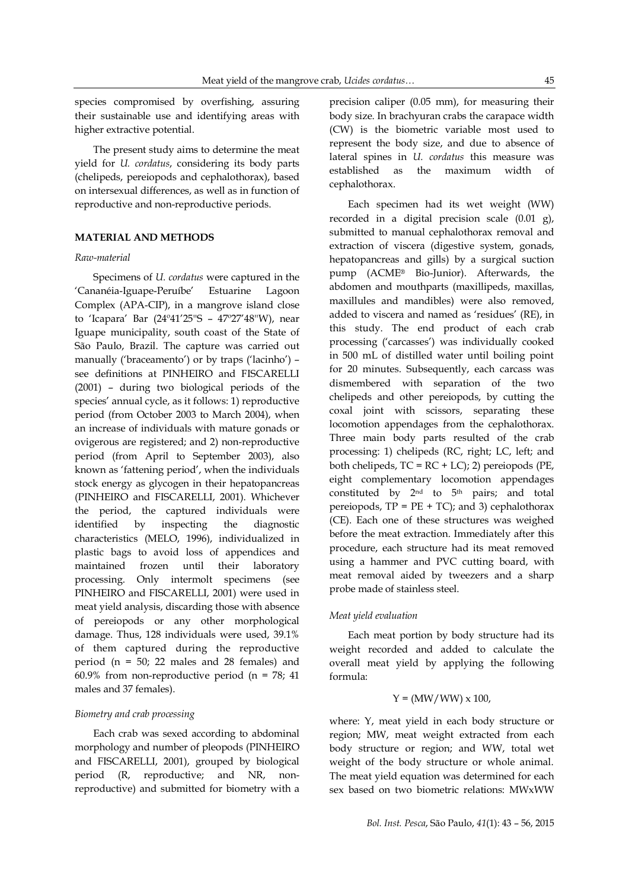species compromised by overfishing, assuring their sustainable use and identifying areas with higher extractive potential.

The present study aims to determine the meat yield for *U. cordatus*, considering its body parts (chelipeds, pereiopods and cephalothorax), based on intersexual differences, as well as in function of reproductive and non-reproductive periods.

## MATERIAL AND METHODS

### *Raw-material*

Specimens of *U. cordatus* were captured in the 'Cananéia-Iguape-Peruíbe' Estuarine Lagoon Complex (APA-CIP), in a mangrove island close to 'Icapara' Bar (24º41'25"S – 47º27'48"W), near Iguape municipality, south coast of the State of São Paulo, Brazil. The capture was carried out manually ('braceamento') or by traps ('lacinho') – see definitions at PINHEIRO and FISCARELLI (2001) – during two biological periods of the species' annual cycle, as it follows: 1) reproductive period (from October 2003 to March 2004), when an increase of individuals with mature gonads or ovigerous are registered; and 2) non-reproductive period (from April to September 2003), also known as 'fattening period', when the individuals stock energy as glycogen in their hepatopancreas (PINHEIRO and FISCARELLI, 2001). Whichever the period, the captured individuals were identified by inspecting the diagnostic characteristics (MELO, 1996), individualized in plastic bags to avoid loss of appendices and maintained frozen until their laboratory processing. Only intermolt specimens (see PINHEIRO and FISCARELLI, 2001) were used in meat yield analysis, discarding those with absence of pereiopods or any other morphological damage. Thus, 128 individuals were used, 39.1% of them captured during the reproductive period (n = 50; 22 males and 28 females) and 60.9% from non-reproductive period (n = 78; 41 males and 37 females).

### *Biometry and crab processing*

Each crab was sexed according to abdominal morphology and number of pleopods (PINHEIRO and FISCARELLI, 2001), grouped by biological period (R, reproductive; and NR, non-reproductive) and submitted for biometry with a precision caliper (0.05 mm), for measuring their body size. In brachyuran crabs the carapace width (CW) is the biometric variable most used to represent the body size, and due to absence of lateral spines in *U. cordatus* this measure was established as the maximum width of cephalothorax.

Each specimen had its wet weight (WW) recorded in a digital precision scale (0.01 g), submitted to manual cephalothorax removal and extraction of viscera (digestive system, gonads, hepatopancreas and gills) by a surgical suction pump (ACME® Bio-Junior). Afterwards, the abdomen and mouthparts (maxillipeds, maxillas, maxillules and mandibles) were also removed, added to viscera and named as 'residues' (RE), in this study. The end product of each crab processing ('carcasses') was individually cooked in 500 mL of distilled water until boiling point for 20 minutes. Subsequently, each carcass was dismembered with separation of the two chelipeds and other pereiopods, by cutting the coxal joint with scissors, separating these locomotion appendages from the cephalothorax. Three main body parts resulted of the crab processing: 1) chelipeds (RC, right; LC, left; and both chelipeds, TC = RC + LC); 2) pereiopods (PE, eight complementary locomotion appendages constituted by 2nd to 5th pairs; and total pereiopods, TP = PE + TC); and 3) cephalothorax (CE). Each one of these structures was weighed before the meat extraction. Immediately after this procedure, each structure had its meat removed using a hammer and PVC cutting board, with meat removal aided by tweezers and a sharp probe made of stainless steel.

### *Meat yield evaluation*

Each meat portion by body structure had its weight recorded and added to calculate the overall meat yield by applying the following formula:

$$Y = (MW/WW) \times 100,$$

where: Y, meat yield in each body structure or region; MW, meat weight extracted from each body structure or region; and WW, total wet weight of the body structure or whole animal. The meat yield equation was determined for each sex based on two biometric relations: MWxWW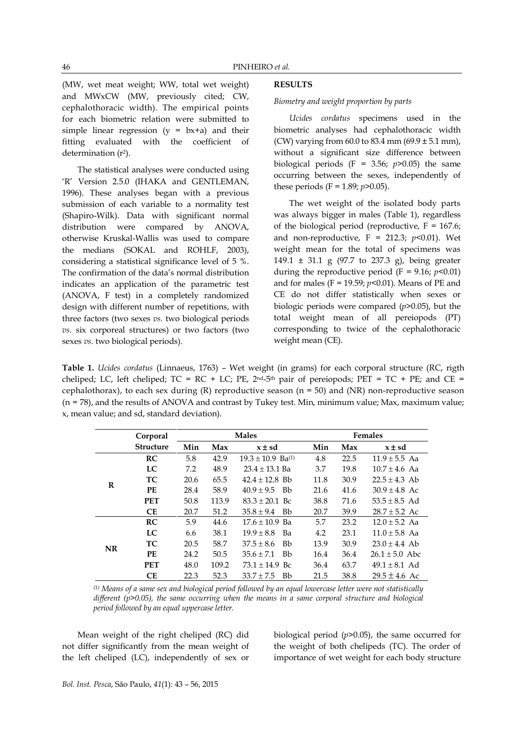(MW, wet meat weight; WW, total wet weight) and MWxCW (MW, previously cited; CW, cephalothoracic width). The empirical points for each biometric relation were submitted to simple linear regression (y = bx+a) and their fitting evaluated with the coefficient of determination ($r^2$).

The statistical analyses were conducted using 'R' Version 2.5.0 (IHAKA and GENTLEMAN, 1996). These analyses began with a previous submission of each variable to a normality test (Shapiro-Wilk). Data with significant normal distribution were compared by ANOVA, otherwise Kruskal-Wallis was used to compare the medians (SOKAL and ROHLF, 2003), considering a statistical significance level of 5 %. The confirmation of the data's normal distribution indicates an application of the parametric test (ANOVA, F test) in a completely randomized design with different number of repetitions, with three factors (two sexes *vs.* two biological periods *vs.* six corporeal structures) or two factors (two sexes *vs.* two biological periods).

## RESULTS

### *Biometry and weight proportion by parts*

*Ucides cordatus* specimens used in the biometric analyses had cephalothoracic width (CW) varying from 60.0 to 83.4 mm (69.9 ± 5.1 mm), without a significant size difference between biological periods (F = 3.56; $p>0.05$) the same occurring between the sexes, independently of these periods (F = 1.89; $p>0.05$).

The wet weight of the isolated body parts was always bigger in males (Table 1), regardless of the biological period (reproductive, F = 167.6; and non-reproductive, F = 212.3; $p<0.01$). Wet weight mean for the total of specimens was 149.1 ± 31.1 g (97.7 to 237.3 g), being greater during the reproductive period (F = 9.16; $p<0.01$) and for males (F = 19.59; $p<0.01$). Means of PE and CE do not differ statistically when sexes or biologic periods were compared ($p>0.05$), but the total weight mean of all pereiopods (PT) corresponding to twice of the cephalothoracic weight mean (CE).

**Table 1.** *Ucides cordatus* (Linnaeus, 1763) – Wet weight (in grams) for each corporal structure (RC, rigth cheliped; LC, left cheliped; TC = RC + LC; PE, 2nd-5th pair of pereiopods; PET = TC + PE; and CE = cephalothorax), to each sex during (R) reproductive season (n = 50) and (NR) non-reproductive season (n = 78), and the results of ANOVA and contrast by Tukey test. Min, minimum value; Max, maximum value; x, mean value; and sd, standard deviation).

| | Corporal Structure | Males | | | Females | | |
|---|---|---|---|---|---|---|---|
| | | Min | Max | x ± sd | Min | Max | x ± sd |
| R | RC | 5.8 | 42.9 | 19.3 ± 10.9 Ba[(1)] | 4.8 | 22.5 | 11.9 ± 5.5 Aa |
| | LC | 7.2 | 48.9 | 23.4 ± 13.1 Ba | 3.7 | 19.8 | 10.7 ± 4.6 Aa |
| | TC | 20.6 | 65.5 | 42.4 ± 12.8 Bb | 11.8 | 30.9 | 22.5 ± 4.3 Ab |
| | PE | 28.4 | 58.9 | 40.9 ± 9.5 Bb | 21.6 | 41.6 | 30.9 ± 4.8 Ac |
| | PET | 50.8 | 113.9 | 83.3 ± 20.1 Bc | 38.8 | 71.6 | 53.5 ± 8.5 Ad |
| | CE | 20.7 | 51.2 | 35.8 ± 9.4 Bb | 20.7 | 39.9 | 28.7 ± 5.2 Ac |
| NR | RC | 5.9 | 44.6 | 17.6 ± 10.9 Ba | 5.7 | 23.2 | 12.0 ± 5.2 Aa |
| | LC | 6.6 | 38.1 | 19.9 ± 8.8 Ba | 4.2 | 23.1 | 11.0 ± 5.8 Aa |
| | TC | 20.5 | 58.7 | 37.5 ± 8.6 Bb | 13.9 | 30.9 | 23.0 ± 4.4 Ab |
| | PE | 24.2 | 50.5 | 35.6 ± 7.1 Bb | 16.4 | 36.4 | 26.1 ± 5.0 Abc |
| | PET | 48.0 | 109.2 | 73.1 ± 14.9 Bc | 36.4 | 63.7 | 49.1 ± 8.1 Ad |
| | CE | 22.3 | 52.3 | 33.7 ± 7.5 Bb | 21.5 | 38.8 | 29.5 ± 4.6 Ac |

*[(1)] Means of a same sex and biological period followed by an equal lowercase letter were not statistically different (p>0.05), the same occurring when the means in a same corporal structure and biological period followed by an equal uppercase letter.*

Mean weight of the right cheliped (RC) did not differ significantly from the mean weight of the left cheliped (LC), independently of sex or biological period ($p>0.05$), the same occurred for the weight of both chelipeds (TC). The order of importance of wet weight for each body structure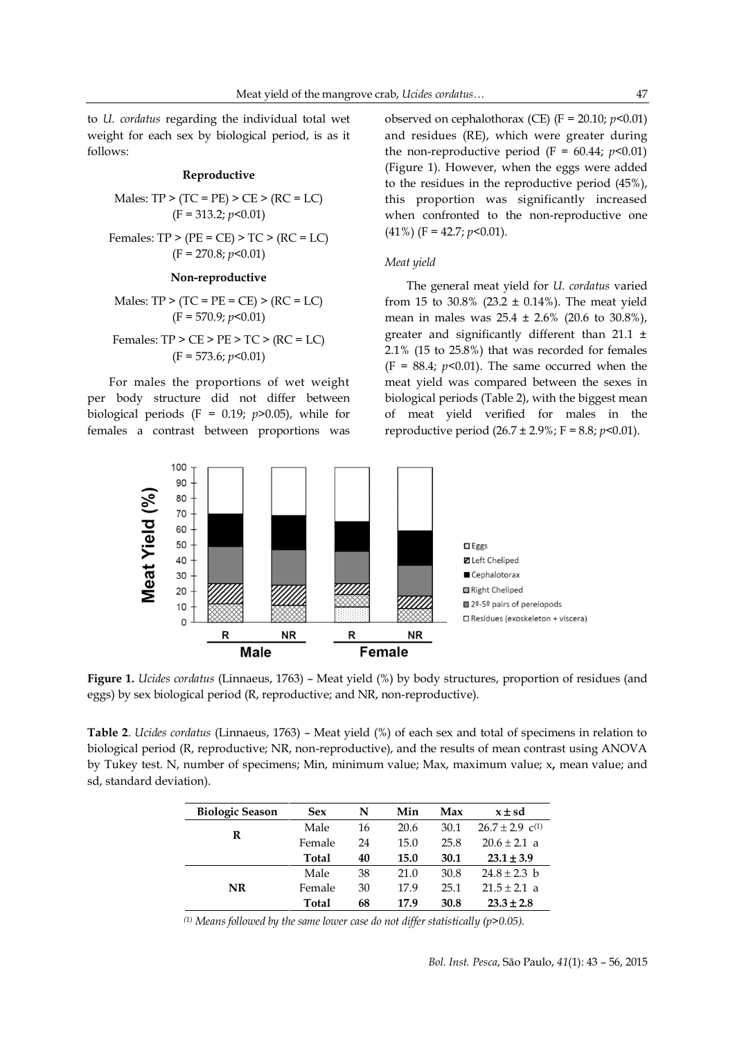to *U. cordatus* regarding the individual total wet weight for each sex by biological period, is as it follows:

**Reproductive**

Males: TP > (TC = PE) > CE > (RC = LC)
($F = 313.2$; $p<0.01$)

Females: TP > (PE = CE) > TC > (RC = LC)
($F = 270.8$; $p<0.01$)

**Non-reproductive**

Males: TP > (TC = PE = CE) > (RC = LC)
($F = 570.9$; $p<0.01$)

Females: TP > CE > PE > TC > (RC = LC)
($F = 573.6$; $p<0.01$)

For males the proportions of wet weight per body structure did not differ between biological periods ($F = 0.19$; $p>0.05$), while for females a contrast between proportions was observed on cephalothorax (CE) ($F = 20.10$; $p<0.01$) and residues (RE), which were greater during the non-reproductive period ($F = 60.44$; $p<0.01$) (Figure 1). However, when the eggs were added to the residues in the reproductive period (45%), this proportion was significantly increased when confronted to the non-reproductive one (41%) ($F = 42.7$; $p<0.01$).

*Meat yield*

The general meat yield for *U. cordatus* varied from 15 to 30.8% (23.2 ± 0.14%). The meat yield mean in males was 25.4 ± 2.6% (20.6 to 30.8%), greater and significantly different than 21.1 ± 2.1% (15 to 25.8%) that was recorded for females ($F = 88.4$; $p<0.01$). The same occurred when the meat yield was compared between the sexes in biological periods (Table 2), with the biggest mean of meat yield verified for males in the reproductive period (26.7 ± 2.9%; $F = 8.8$; $p<0.01$).

**Figure 1.** *Ucides cordatus* (Linnaeus, 1763) – Meat yield (%) by body structures, proportion of residues (and eggs) by sex biological period (R, reproductive; and NR, non-reproductive).

**Table 2**. *Ucides cordatus* (Linnaeus, 1763) – Meat yield (%) of each sex and total of specimens in relation to biological period (R, reproductive; NR, non-reproductive), and the results of mean contrast using ANOVA by Tukey test. N, number of specimens; Min, minimum value; Max, maximum value; x, mean value; and sd, standard deviation).

| Biologic Season | Sex | N | Min | Max | x ± sd |
|---|---|---|---|---|---|
| R | Male | 16 | 20.6 | 30.1 | 26.7 ± 2.9 c[(1)] |
| | Female | 24 | 15.0 | 25.8 | 20.6 ± 2.1 a |
| | **Total** | **40** | **15.0** | **30.1** | **23.1 ± 3.9** |
| NR | Male | 38 | 21.0 | 30.8 | 24.8 ± 2.3 b |
| | Female | 30 | 17.9 | 25.1 | 21.5 ± 2.1 a |
| | **Total** | **68** | **17.9** | **30.8** | **23.3 ± 2.8** |

[(1)] *Means followed by the same lower case do not differ statistically (p>0.05).*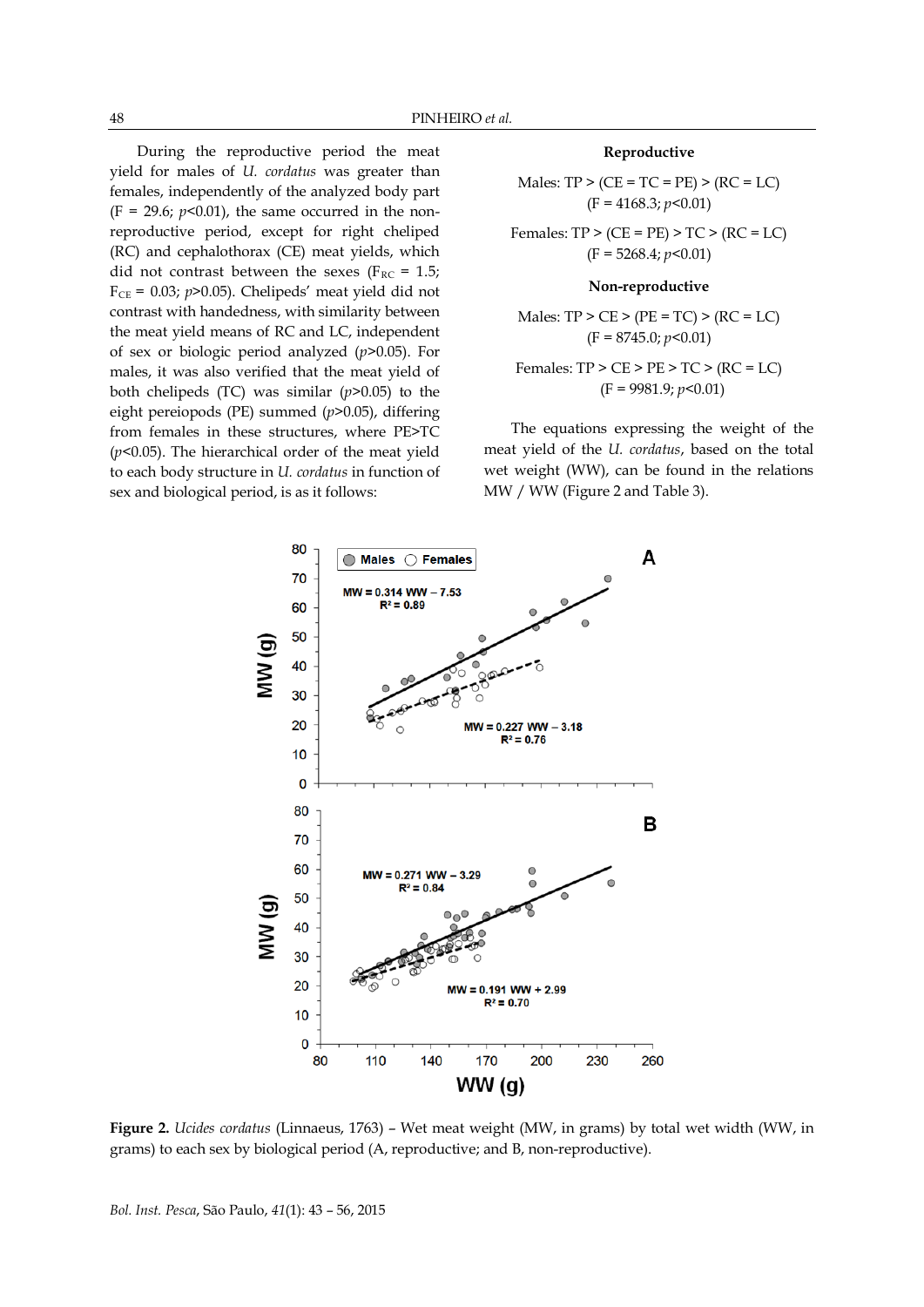During the reproductive period the meat yield for males of *U. cordatus* was greater than females, independently of the analyzed body part ($F = 29.6$; $p<0.01$), the same occurred in the non-reproductive period, except for right cheliped (RC) and cephalothorax (CE) meat yields, which did not contrast between the sexes ($F_{RC} = 1.5$; $F_{CE} = 0.03$; $p>0.05$). Chelipeds' meat yield did not contrast with handedness, with similarity between the meat yield means of RC and LC, independent of sex or biologic period analyzed ($p>0.05$). For males, it was also verified that the meat yield of both chelipeds (TC) was similar ($p>0.05$) to the eight pereiopods (PE) summed ($p>0.05$), differing from females in these structures, where PE>TC ($p<0.05$). The hierarchical order of the meat yield to each body structure in *U. cordatus* in function of sex and biological period, is as it follows:

**Reproductive**

Males: TP > (CE = TC = PE) > (RC = LC)
($F = 4168.3$; $p<0.01$)

Females: TP > (CE = PE) > TC > (RC = LC)
($F = 5268.4$; $p<0.01$)

**Non-reproductive**

Males: TP > CE > (PE = TC) > (RC = LC)
($F = 8745.0$; $p<0.01$)

Females: TP > CE > PE > TC > (RC = LC)
($F = 9981.9$; $p<0.01$)

The equations expressing the weight of the meat yield of the *U. cordatus*, based on the total wet weight (WW), can be found in the relations MW / WW (Figure 2 and Table 3).

**Figure 2.** *Ucides cordatus* (Linnaeus, 1763) – Wet meat weight (MW, in grams) by total wet width (WW, in grams) to each sex by biological period (A, reproductive; and B, non-reproductive).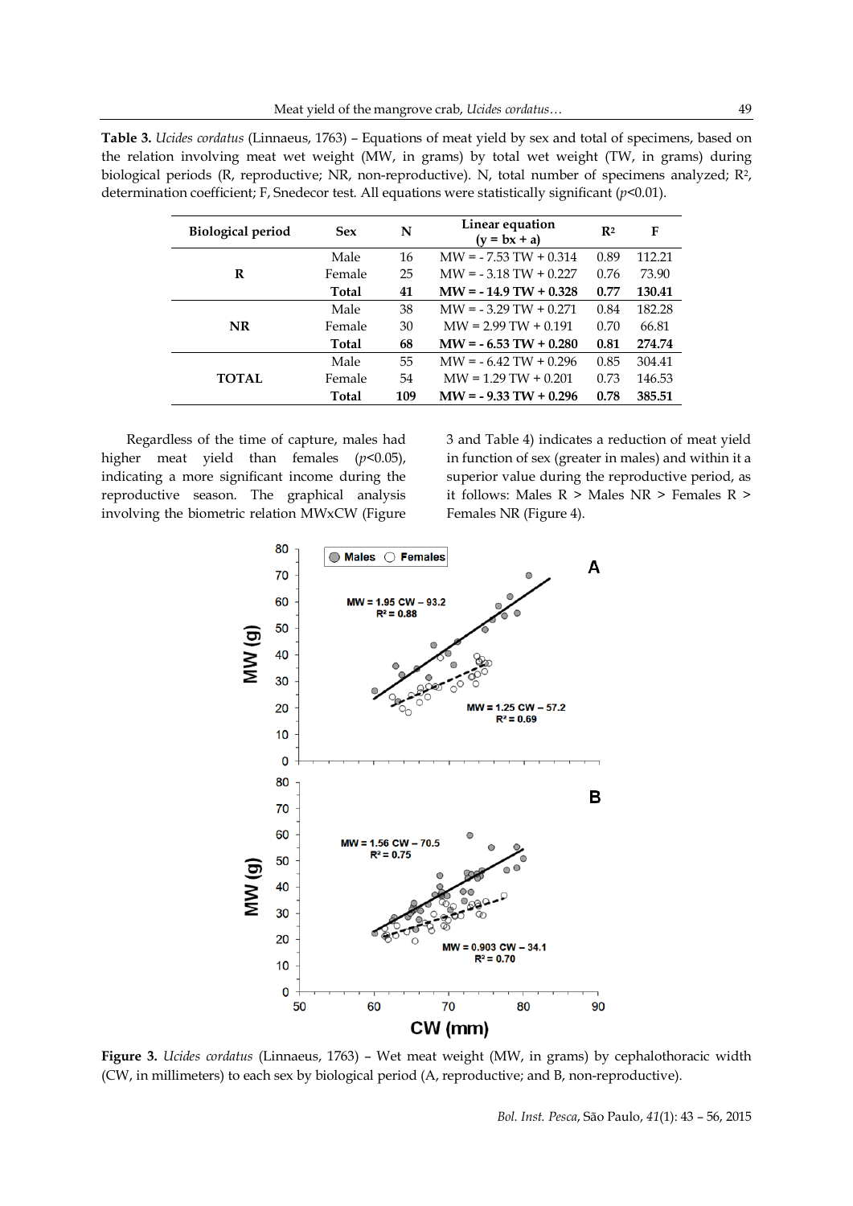**Table 3.** *Ucides cordatus* (Linnaeus, 1763) – Equations of meat yield by sex and total of specimens, based on the relation involving meat wet weight (MW, in grams) by total wet weight (TW, in grams) during biological periods (R, reproductive; NR, non-reproductive). N, total number of specimens analyzed; $R^2$, determination coefficient; F, Snedecor test. All equations were statistically significant ($p$<0.01).

| Biological period | Sex | N | Linear equation (y = bx + a) | $R^2$ | F |
|---|---|---|---|---|---|
| R | Male | 16 | MW = - 7.53 TW + 0.314 | 0.89 | 112.21 |
| | Female | 25 | MW = - 3.18 TW + 0.227 | 0.76 | 73.90 |
| | **Total** | **41** | **MW = - 14.9 TW + 0.328** | **0.77** | **130.41** |
| NR | Male | 38 | MW = - 3.29 TW + 0.271 | 0.84 | 182.28 |
| | Female | 30 | MW = 2.99 TW + 0.191 | 0.70 | 66.81 |
| | **Total** | **68** | **MW = - 6.53 TW + 0.280** | **0.81** | **274.74** |
| TOTAL | Male | 55 | MW = - 6.42 TW + 0.296 | 0.85 | 304.41 |
| | Female | 54 | MW = 1.29 TW + 0.201 | 0.73 | 146.53 |
| | **Total** | **109** | **MW = - 9.33 TW + 0.296** | **0.78** | **385.51** |

Regardless of the time of capture, males had higher meat yield than females ($p$<0.05), indicating a more significant income during the reproductive season. The graphical analysis involving the biometric relation MWxCW (Figure 3 and Table 4) indicates a reduction of meat yield in function of sex (greater in males) and within it a superior value during the reproductive period, as it follows: Males R > Males NR > Females R > Females NR (Figure 4).

**Figure 3.** *Ucides cordatus* (Linnaeus, 1763) – Wet meat weight (MW, in grams) by cephalothoracic width (CW, in millimeters) to each sex by biological period (A, reproductive; and B, non-reproductive).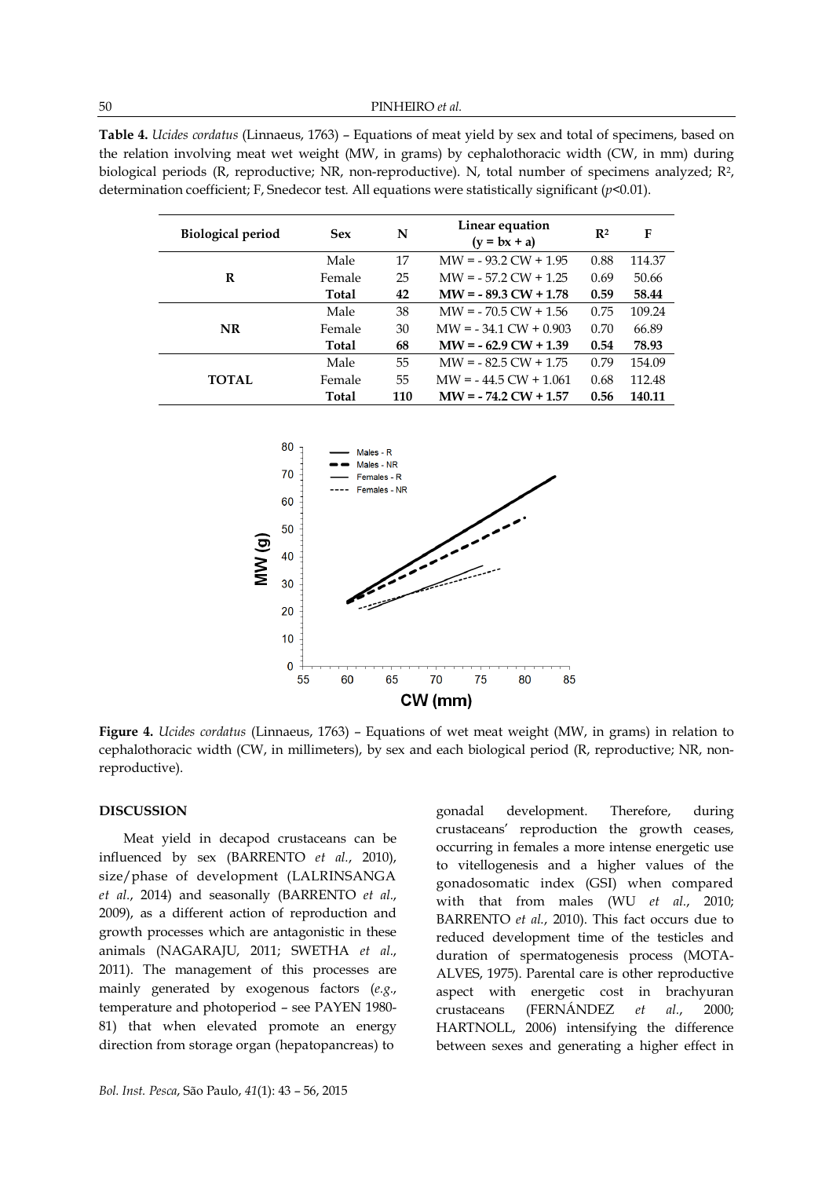**Table 4.** *Ucides cordatus* (Linnaeus, 1763) – Equations of meat yield by sex and total of specimens, based on the relation involving meat wet weight (MW, in grams) by cephalothoracic width (CW, in mm) during biological periods (R, reproductive; NR, non-reproductive). N, total number of specimens analyzed; $R^2$, determination coefficient; F, Snedecor test. All equations were statistically significant ($p$<0.01).

| Biological period | Sex | N | Linear equation (y = bx + a) | $R^2$ | F |
|---|---|---|---|---|---|
| **R** | Male | 17 | MW = - 93.2 CW + 1.95 | 0.88 | 114.37 |
| | Female | 25 | MW = - 57.2 CW + 1.25 | 0.69 | 50.66 |
| | **Total** | **42** | **MW = - 89.3 CW + 1.78** | **0.59** | **58.44** |
| **NR** | Male | 38 | MW = - 70.5 CW + 1.56 | 0.75 | 109.24 |
| | Female | 30 | MW = - 34.1 CW + 0.903 | 0.70 | 66.89 |
| | **Total** | **68** | **MW = - 62.9 CW + 1.39** | **0.54** | **78.93** |
| **TOTAL** | Male | 55 | MW = - 82.5 CW + 1.75 | 0.79 | 154.09 |
| | Female | 55 | MW = - 44.5 CW + 1.061 | 0.68 | 112.48 |
| | **Total** | **110** | **MW = - 74.2 CW + 1.57** | **0.56** | **140.11** |

**Figure 4.** *Ucides cordatus* (Linnaeus, 1763) – Equations of wet meat weight (MW, in grams) in relation to cephalothoracic width (CW, in millimeters), by sex and each biological period (R, reproductive; NR, non-reproductive).

## DISCUSSION

Meat yield in decapod crustaceans can be influenced by sex (BARRENTO *et al.*, 2010), size/phase of development (LALRINSANGA *et al.*, 2014) and seasonally (BARRENTO *et al.*, 2009), as a different action of reproduction and growth processes which are antagonistic in these animals (NAGARAJU, 2011; SWETHA *et al.*, 2011). The management of this processes are mainly generated by exogenous factors (*e.g.*, temperature and photoperiod – see PAYEN 1980-81) that when elevated promote an energy direction from storage organ (hepatopancreas) to gonadal development. Therefore, during crustaceans' reproduction the growth ceases, occurring in females a more intense energetic use to vitellogenesis and a higher values of the gonadosomatic index (GSI) when compared with that from males (WU *et al.*, 2010; BARRENTO *et al.*, 2010). This fact occurs due to reduced development time of the testicles and duration of spermatogenesis process (MOTA-ALVES, 1975). Parental care is other reproductive aspect with energetic cost in brachyuran crustaceans (FERNÁNDEZ *et al.*, 2000; HARTNOLL, 2006) intensifying the difference between sexes and generating a higher effect in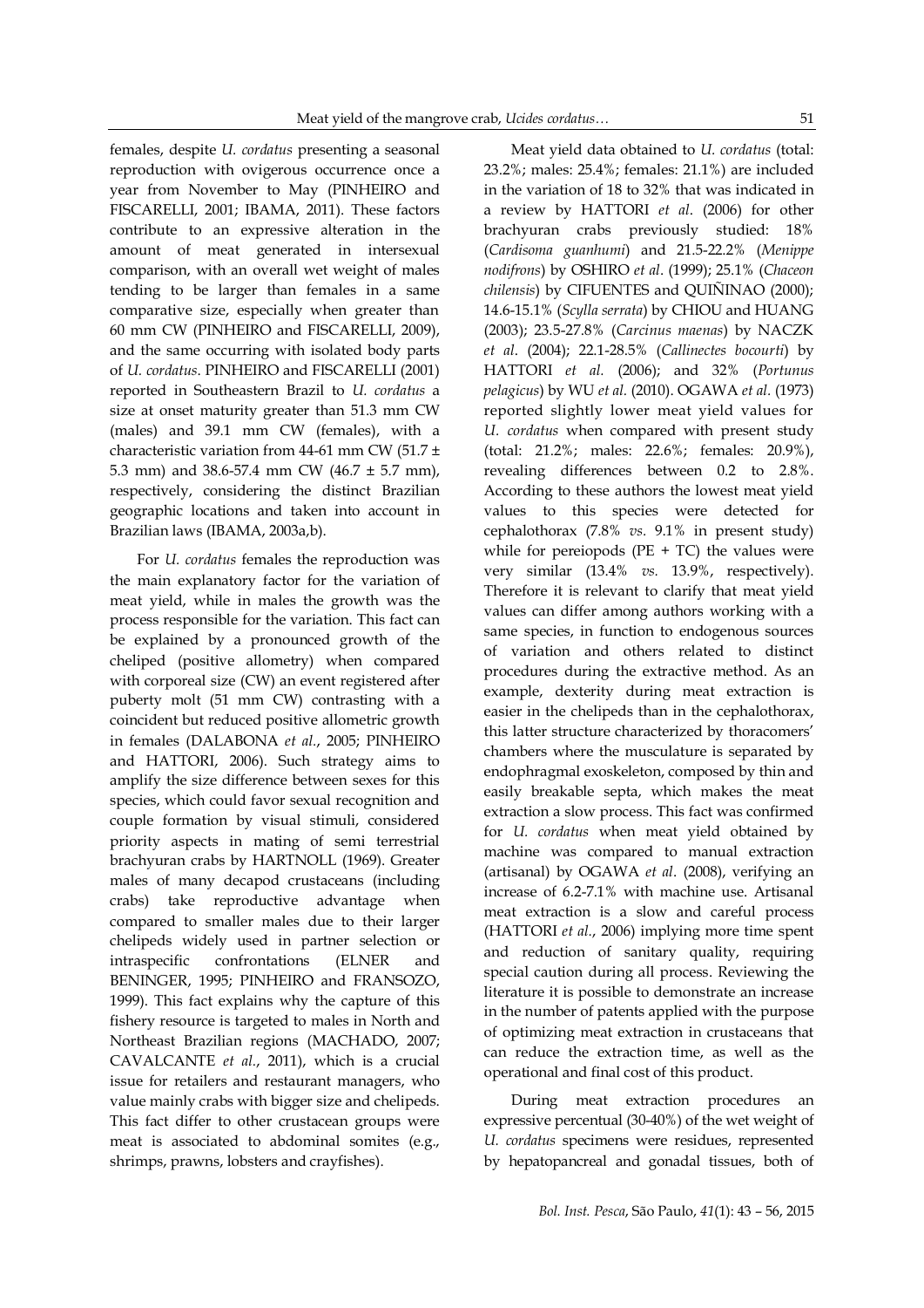females, despite *U. cordatus* presenting a seasonal reproduction with ovigerous occurrence once a year from November to May (PINHEIRO and FISCARELLI, 2001; IBAMA, 2011). These factors contribute to an expressive alteration in the amount of meat generated in intersexual comparison, with an overall wet weight of males tending to be larger than females in a same comparative size, especially when greater than 60 mm CW (PINHEIRO and FISCARELLI, 2009), and the same occurring with isolated body parts of *U. cordatus*. PINHEIRO and FISCARELLI (2001) reported in Southeastern Brazil to *U. cordatus* a size at onset maturity greater than 51.3 mm CW (males) and 39.1 mm CW (females), with a characteristic variation from 44-61 mm CW (51.7 ± 5.3 mm) and 38.6-57.4 mm CW (46.7 ± 5.7 mm), respectively, considering the distinct Brazilian geographic locations and taken into account in Brazilian laws (IBAMA, 2003a,b).

For *U. cordatus* females the reproduction was the main explanatory factor for the variation of meat yield, while in males the growth was the process responsible for the variation. This fact can be explained by a pronounced growth of the cheliped (positive allometry) when compared with corporeal size (CW) an event registered after puberty molt (51 mm CW) contrasting with a coincident but reduced positive allometric growth in females (DALABONA *et al*., 2005; PINHEIRO and HATTORI, 2006). Such strategy aims to amplify the size difference between sexes for this species, which could favor sexual recognition and couple formation by visual stimuli, considered priority aspects in mating of semi terrestrial brachyuran crabs by HARTNOLL (1969). Greater males of many decapod crustaceans (including crabs) take reproductive advantage when compared to smaller males due to their larger chelipeds widely used in partner selection or intraspecific confrontations (ELNER and BENINGER, 1995; PINHEIRO and FRANSOZO, 1999). This fact explains why the capture of this fishery resource is targeted to males in North and Northeast Brazilian regions (MACHADO, 2007; CAVALCANTE *et al*., 2011), which is a crucial issue for retailers and restaurant managers, who value mainly crabs with bigger size and chelipeds. This fact differ to other crustacean groups were meat is associated to abdominal somites (e.g., shrimps, prawns, lobsters and crayfishes).

Meat yield data obtained to *U. cordatus* (total: 23.2%; males: 25.4%; females: 21.1%) are included in the variation of 18 to 32% that was indicated in a review by HATTORI *et al*. (2006) for other brachyuran crabs previously studied: 18% (*Cardisoma guanhumi*) and 21.5-22.2% (*Menippe nodifrons*) by OSHIRO *et al*. (1999); 25.1% (*Chaceon chilensis*) by CIFUENTES and QUIÑINAO (2000); 14.6-15.1% (*Scylla serrata*) by CHIOU and HUANG (2003); 23.5-27.8% (*Carcinus maenas*) by NACZK *et al*. (2004); 22.1-28.5% (*Callinectes bocourti*) by HATTORI *et al.* (2006); and 32% (*Portunus pelagicus*) by WU *et al*. (2010). OGAWA *et al*. (1973) reported slightly lower meat yield values for *U. cordatus* when compared with present study (total: 21.2%; males: 22.6%; females: 20.9%), revealing differences between 0.2 to 2.8%. According to these authors the lowest meat yield values to this species were detected for cephalothorax (7.8% *vs.* 9.1% in present study) while for pereiopods (PE + TC) the values were very similar (13.4% *vs.* 13.9%, respectively). Therefore it is relevant to clarify that meat yield values can differ among authors working with a same species, in function to endogenous sources of variation and others related to distinct procedures during the extractive method. As an example, dexterity during meat extraction is easier in the chelipeds than in the cephalothorax, this latter structure characterized by thoracomers' chambers where the musculature is separated by endophragmal exoskeleton, composed by thin and easily breakable septa, which makes the meat extraction a slow process. This fact was confirmed for *U. cordatus* when meat yield obtained by machine was compared to manual extraction (artisanal) by OGAWA *et al*. (2008), verifying an increase of 6.2-7.1% with machine use. Artisanal meat extraction is a slow and careful process (HATTORI *et al*., 2006) implying more time spent and reduction of sanitary quality, requiring special caution during all process. Reviewing the literature it is possible to demonstrate an increase in the number of patents applied with the purpose of optimizing meat extraction in crustaceans that can reduce the extraction time, as well as the operational and final cost of this product.

During meat extraction procedures an expressive percentual (30-40%) of the wet weight of *U. cordatus* specimens were residues, represented by hepatopancreal and gonadal tissues, both of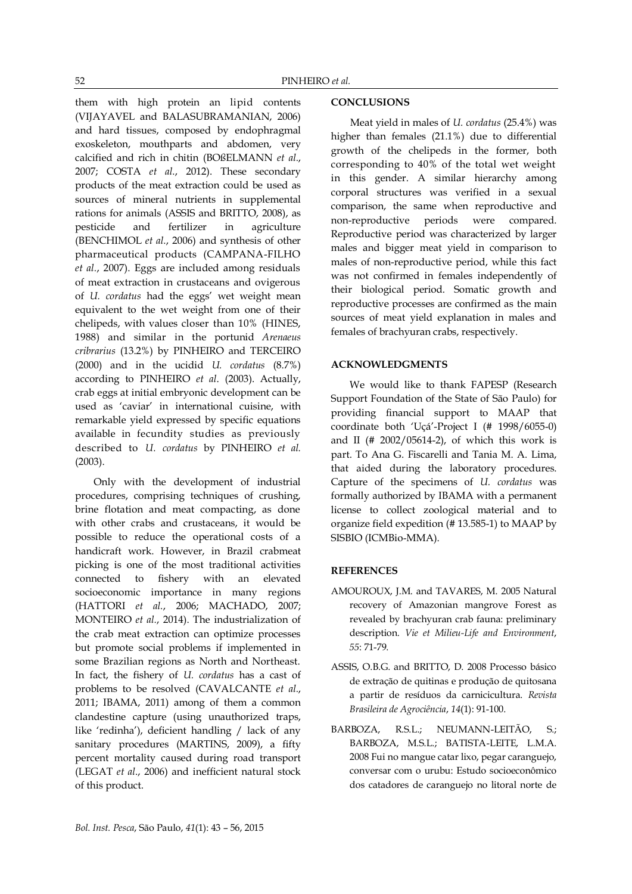them with high protein an lipid contents (VIJAYAVEL and BALASUBRAMANIAN, 2006) and hard tissues, composed by endophragmal exoskeleton, mouthparts and abdomen, very calcified and rich in chitin (BOßELMANN *et al.*, 2007; COSTA *et al.*, 2012). These secondary products of the meat extraction could be used as sources of mineral nutrients in supplemental rations for animals (ASSIS and BRITTO, 2008), as pesticide and fertilizer in agriculture (BENCHIMOL *et al.*, 2006) and synthesis of other pharmaceutical products (CAMPANA-FILHO *et al.*, 2007). Eggs are included among residuals of meat extraction in crustaceans and ovigerous of *U. cordatus* had the eggs' wet weight mean equivalent to the wet weight from one of their chelipeds, with values closer than 10% (HINES, 1988) and similar in the portunid *Arenaeus cribrarius* (13.2%) by PINHEIRO and TERCEIRO (2000) and in the ucidid *U. cordatus* (8.7%) according to PINHEIRO *et al.* (2003). Actually, crab eggs at initial embryonic development can be used as 'caviar' in international cuisine, with remarkable yield expressed by specific equations available in fecundity studies as previously described to *U. cordatus* by PINHEIRO *et al.* (2003).

Only with the development of industrial procedures, comprising techniques of crushing, brine flotation and meat compacting, as done with other crabs and crustaceans, it would be possible to reduce the operational costs of a handicraft work. However, in Brazil crabmeat picking is one of the most traditional activities connected to fishery with an elevated socioeconomic importance in many regions (HATTORI *et al.*, 2006; MACHADO, 2007; MONTEIRO *et al.*, 2014). The industrialization of the crab meat extraction can optimize processes but promote social problems if implemented in some Brazilian regions as North and Northeast. In fact, the fishery of *U. cordatus* has a cast of problems to be resolved (CAVALCANTE *et al.*, 2011; IBAMA, 2011) among of them a common clandestine capture (using unauthorized traps, like 'redinha'), deficient handling / lack of any sanitary procedures (MARTINS, 2009), a fifty percent mortality caused during road transport (LEGAT *et al.*, 2006) and inefficient natural stock of this product.

## CONCLUSIONS

Meat yield in males of *U. cordatus* (25.4%) was higher than females (21.1%) due to differential growth of the chelipeds in the former, both corresponding to 40% of the total wet weight in this gender. A similar hierarchy among corporal structures was verified in a sexual comparison, the same when reproductive and non-reproductive periods were compared. Reproductive period was characterized by larger males and bigger meat yield in comparison to males of non-reproductive period, while this fact was not confirmed in females independently of their biological period. Somatic growth and reproductive processes are confirmed as the main sources of meat yield explanation in males and females of brachyuran crabs, respectively.

## ACKNOWLEDGMENTS

We would like to thank FAPESP (Research Support Foundation of the State of São Paulo) for providing financial support to MAAP that coordinate both 'Uçá'-Project I (# 1998/6055-0) and II (# 2002/05614-2), of which this work is part. To Ana G. Fiscarelli and Tania M. A. Lima, that aided during the laboratory procedures. Capture of the specimens of *U. cordatus* was formally authorized by IBAMA with a permanent license to collect zoological material and to organize field expedition (# 13.585-1) to MAAP by SISBIO (ICMBio-MMA).

## REFERENCES

AMOUROUX, J.M. and TAVARES, M. 2005 Natural recovery of Amazonian mangrove Forest as revealed by brachyuran crab fauna: preliminary description. *Vie et Milieu-Life and Environment*, *55*: 71-79.

ASSIS, O.B.G. and BRITTO, D. 2008 Processo básico de extração de quitinas e produção de quitosana a partir de resíduos da carnicicultura. *Revista Brasileira de Agrociência*, *14*(1): 91-100.

BARBOZA, R.S.L.; NEUMANN-LEITÃO, S.; BARBOZA, M.S.L.; BATISTA-LEITE, L.M.A. 2008 Fui no mangue catar lixo, pegar caranguejo, conversar com o urubu: Estudo socioeconômico dos catadores de caranguejo no litoral norte de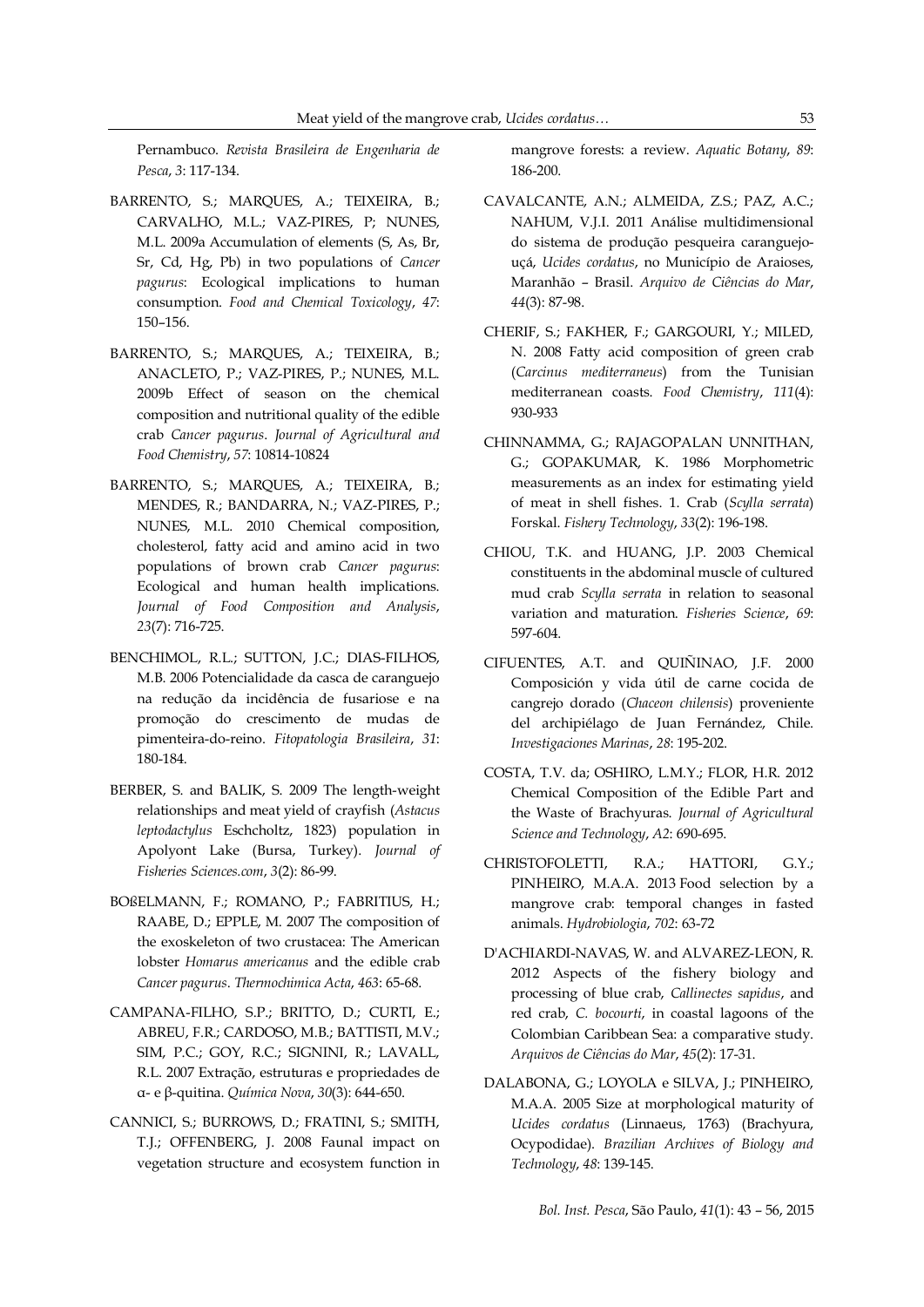Pernambuco. *Revista Brasileira de Engenharia de Pesca*, *3*: 117-134.

BARRENTO, S.; MARQUES, A.; TEIXEIRA, B.; CARVALHO, M.L.; VAZ-PIRES, P; NUNES, M.L. 2009a Accumulation of elements (S, As, Br, Sr, Cd, Hg, Pb) in two populations of *Cancer pagurus*: Ecological implications to human consumption. *Food and Chemical Toxicology*, *47*: 150–156.

BARRENTO, S.; MARQUES, A.; TEIXEIRA, B.; ANACLETO, P.; VAZ-PIRES, P.; NUNES, M.L. 2009b Effect of season on the chemical composition and nutritional quality of the edible crab *Cancer pagurus*. *Journal of Agricultural and Food Chemistry*, *57*: 10814-10824

BARRENTO, S.; MARQUES, A.; TEIXEIRA, B.; MENDES, R.; BANDARRA, N.; VAZ-PIRES, P.; NUNES, M.L. 2010 Chemical composition, cholesterol, fatty acid and amino acid in two populations of brown crab *Cancer pagurus*: Ecological and human health implications. *Journal of Food Composition and Analysis*, *23*(7): 716-725.

BENCHIMOL, R.L.; SUTTON, J.C.; DIAS-FILHOS, M.B. 2006 Potencialidade da casca de caranguejo na redução da incidência de fusariose e na promoção do crescimento de mudas de pimenteira-do-reino. *Fitopatologia Brasileira*, *31*: 180-184.

BERBER, S. and BALIK, S. 2009 The length-weight relationships and meat yield of crayfish (*Astacus leptodactylus* Eschcholtz, 1823) population in Apolyont Lake (Bursa, Turkey). *Journal of Fisheries Sciences.com*, *3*(2): 86-99.

BOßELMANN, F.; ROMANO, P.; FABRITIUS, H.; RAABE, D.; EPPLE, M. 2007 The composition of the exoskeleton of two crustacea: The American lobster *Homarus americanus* and the edible crab *Cancer pagurus*. *Thermochimica Acta*, *463*: 65-68.

CAMPANA-FILHO, S.P.; BRITTO, D.; CURTI, E.; ABREU, F.R.; CARDOSO, M.B.; BATTISTI, M.V.; SIM, P.C.; GOY, R.C.; SIGNINI, R.; LAVALL, R.L. 2007 Extração, estruturas e propriedades de α- e β-quitina. *Química Nova*, *30*(3): 644-650.

CANNICI, S.; BURROWS, D.; FRATINI, S.; SMITH, T.J.; OFFENBERG, J. 2008 Faunal impact on vegetation structure and ecosystem function in mangrove forests: a review. *Aquatic Botany*, *89*: 186-200.

CAVALCANTE, A.N.; ALMEIDA, Z.S.; PAZ, A.C.; NAHUM, V.J.I. 2011 Análise multidimensional do sistema de produção pesqueira caranguejo-uçá, *Ucides cordatus*, no Município de Araioses, Maranhão – Brasil. *Arquivo de Ciências do Mar*, *44*(3): 87-98.

CHERIF, S.; FAKHER, F.; GARGOURI, Y.; MILED, N. 2008 Fatty acid composition of green crab (*Carcinus mediterraneus*) from the Tunisian mediterranean coasts. *Food Chemistry*, *111*(4): 930-933

CHINNAMMA, G.; RAJAGOPALAN UNNITHAN, G.; GOPAKUMAR, K. 1986 Morphometric measurements as an index for estimating yield of meat in shell fishes. 1. Crab (*Scylla serrata*) Forskal. *Fishery Technology*, *33*(2): 196-198.

CHIOU, T.K. and HUANG, J.P. 2003 Chemical constituents in the abdominal muscle of cultured mud crab *Scylla serrata* in relation to seasonal variation and maturation. *Fisheries Science*, *69*: 597-604.

CIFUENTES, A.T. and QUIÑINAO, J.F. 2000 Composición y vida útil de carne cocida de cangrejo dorado (*Chaceon chilensis*) proveniente del archipiélago de Juan Fernández, Chile. *Investigaciones Marinas*, *28*: 195-202.

COSTA, T.V. da; OSHIRO, L.M.Y.; FLOR, H.R. 2012 Chemical Composition of the Edible Part and the Waste of Brachyuras. *Journal of Agricultural Science and Technology*, *A2*: 690-695.

CHRISTOFOLETTI, R.A.; HATTORI, G.Y.; PINHEIRO, M.A.A. 2013 Food selection by a mangrove crab: temporal changes in fasted animals. *Hydrobiologia*, *702*: 63-72

D'ACHIARDI-NAVAS, W. and ALVAREZ-LEON, R. 2012 Aspects of the fishery biology and processing of blue crab, *Callinectes sapidus*, and red crab, *C. bocourti*, in coastal lagoons of the Colombian Caribbean Sea: a comparative study. *Arquivos de Ciências do Mar*, *45*(2): 17-31.

DALABONA, G.; LOYOLA e SILVA, J.; PINHEIRO, M.A.A. 2005 Size at morphological maturity of *Ucides cordatus* (Linnaeus, 1763) (Brachyura, Ocypodidae). *Brazilian Archives of Biology and Technology*, *48*: 139-145.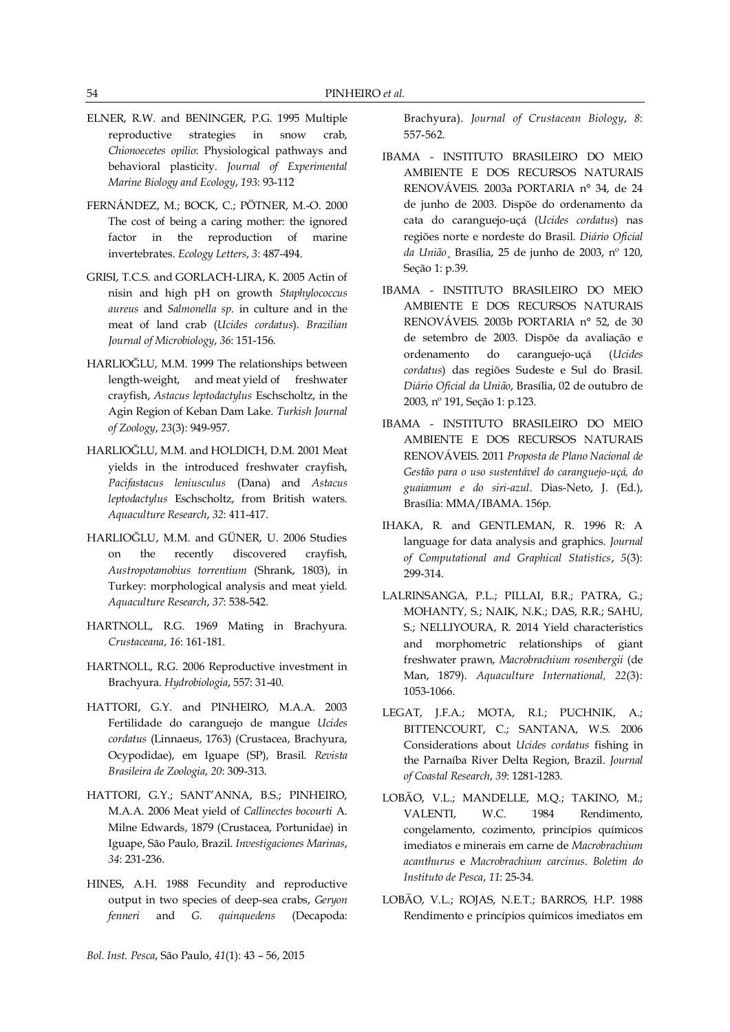ELNER, R.W. and BENINGER, P.G. 1995 Multiple reproductive strategies in snow crab, *Chionoecetes opilio*: Physiological pathways and behavioral plasticity. *Journal of Experimental Marine Biology and Ecology*, *193*: 93-112

FERNÁNDEZ, M.; BOCK, C.; PÖTNER, M.-O. 2000 The cost of being a caring mother: the ignored factor in the reproduction of marine invertebrates. *Ecology Letters*, *3*: 487-494.

GRISI, T.C.S. and GORLACH-LIRA, K. 2005 Actin of nisin and high pH on growth *Staphylococcus aureus* and *Salmonella sp.* in culture and in the meat of land crab (*Ucides cordatus*). *Brazilian Journal of Microbiology*, *36*: 151-156.

HARLIOĞLU, M.M. 1999 The relationships between length-weight, and meat yield of freshwater crayfish, *Astacus leptodactylus* Eschscholtz, in the Agin Region of Keban Dam Lake. *Turkish Journal of Zoology*, *23*(3): 949-957.

HARLIOĞLU, M.M. and HOLDICH, D.M. 2001 Meat yields in the introduced freshwater crayfish, *Pacifastacus leniusculus* (Dana) and *Astacus leptodactylus* Eschscholtz, from British waters. *Aquaculture Research*, *32*: 411-417.

HARLIOĞLU, M.M. and GÜNER, U. 2006 Studies on the recently discovered crayfish, *Austropotamobius torrentium* (Shrank, 1803), in Turkey: morphological analysis and meat yield. *Aquaculture Research*, *37*: 538-542.

HARTNOLL, R.G. 1969 Mating in Brachyura. *Crustaceana*, *16*: 161-181.

HARTNOLL, R.G. 2006 Reproductive investment in Brachyura. *Hydrobiologia*, 557: 31-40.

HATTORI, G.Y. and PINHEIRO, M.A.A. 2003 Fertilidade do caranguejo de mangue *Ucides cordatus* (Linnaeus, 1763) (Crustacea, Brachyura, Ocypodidae), em Iguape (SP), Brasil. *Revista Brasileira de Zoologia*, *20*: 309-313.

HATTORI, G.Y.; SANT'ANNA, B.S.; PINHEIRO, M.A.A. 2006 Meat yield of *Callinectes bocourti* A. Milne Edwards, 1879 (Crustacea, Portunidae) in Iguape, São Paulo, Brazil. *Investigaciones Marinas*, *34*: 231-236.

HINES, A.H. 1988 Fecundity and reproductive output in two species of deep-sea crabs, *Geryon fenneri* and *G. quinquedens* (Decapoda: Brachyura). *Journal of Crustacean Biology*, *8*: 557-562.

IBAMA - INSTITUTO BRASILEIRO DO MEIO AMBIENTE E DOS RECURSOS NATURAIS RENOVÁVEIS. 2003a PORTARIA n° 34, de 24 de junho de 2003. Dispõe do ordenamento da cata do caranguejo-uçá (*Ucides cordatus*) nas regiões norte e nordeste do Brasil. *Diário Oficial da União*¸ Brasília, 25 de junho de 2003, nº 120, Seção 1: p.39.

IBAMA - INSTITUTO BRASILEIRO DO MEIO AMBIENTE E DOS RECURSOS NATURAIS RENOVÁVEIS. 2003b PORTARIA n° 52, de 30 de setembro de 2003. Dispõe da avaliação e ordenamento do caranguejo-uçá (*Ucides cordatus*) das regiões Sudeste e Sul do Brasil. *Diário Oficial da União*, Brasília, 02 de outubro de 2003, nº 191, Seção 1: p.123.

IBAMA - INSTITUTO BRASILEIRO DO MEIO AMBIENTE E DOS RECURSOS NATURAIS RENOVÁVEIS. 2011 *Proposta de Plano Nacional de Gestão para o uso sustentável do caranguejo-uçá, do guaiamum e do siri-azul*. Dias-Neto, J. (Ed.), Brasília: MMA/IBAMA. 156p.

IHAKA, R. and GENTLEMAN, R. 1996 R: A language for data analysis and graphics. *Journal of Computational and Graphical Statistics*, *5*(3): 299-314.

LALRINSANGA, P.L.; PILLAI, B.R.; PATRA, G.; MOHANTY, S.; NAIK, N.K.; DAS, R.R.; SAHU, S.; NELLIYOURA, R. 2014 Yield characteristics and morphometric relationships of giant freshwater prawn, *Macrobrachium rosenbergii* (de Man, 1879). *Aquaculture International, 22*(3): 1053-1066.

LEGAT, J.F.A.; MOTA, R.I.; PUCHNIK, A.; BITTENCOURT, C.; SANTANA, W.S. 2006 Considerations about *Ucides cordatus* fishing in the Parnaíba River Delta Region, Brazil. *Journal of Coastal Research*, *39*: 1281-1283.

LOBÃO, V.L.; MANDELLE, M.Q.; TAKINO, M.; VALENTI, W.C. 1984 Rendimento, congelamento, cozimento, princípios químicos imediatos e minerais em carne de *Macrobrachium acanthurus* e *Macrobrachium carcinus*. *Boletim do Instituto de Pesca*, *11*: 25-34.

LOBÃO, V.L.; ROJAS, N.E.T.; BARROS, H.P. 1988 Rendimento e princípios químicos imediatos em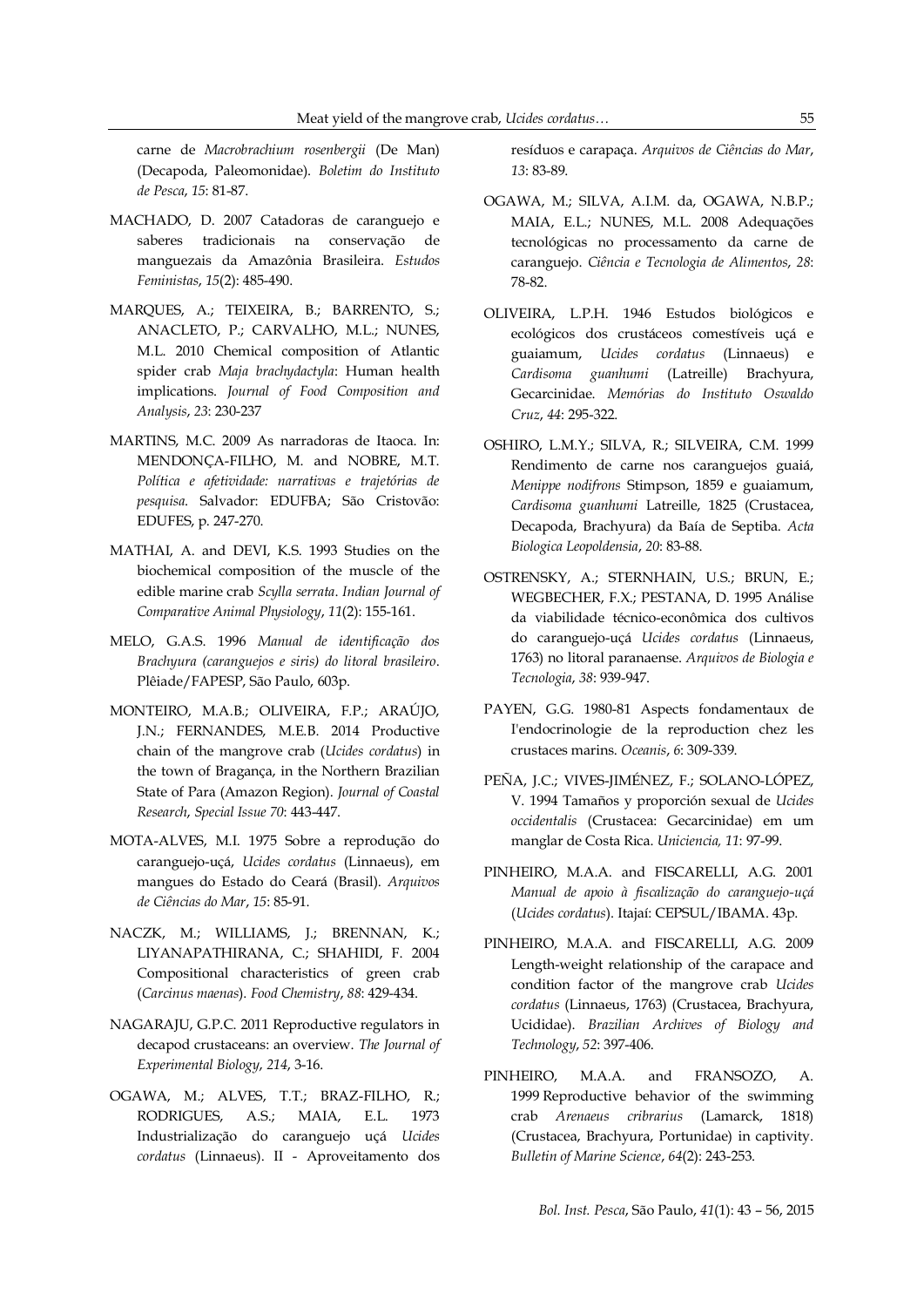carne de *Macrobrachium rosenbergii* (De Man) (Decapoda, Paleomonidae). *Boletim do Instituto de Pesca*, *15*: 81-87.

MACHADO, D. 2007 Catadoras de caranguejo e saberes tradicionais na conservação de manguezais da Amazônia Brasileira. *Estudos Feministas*, *15*(2): 485-490.

MARQUES, A.; TEIXEIRA, B.; BARRENTO, S.; ANACLETO, P.; CARVALHO, M.L.; NUNES, M.L. 2010 Chemical composition of Atlantic spider crab *Maja brachydactyla*: Human health implications. *Journal of Food Composition and Analysis*, *23*: 230-237

MARTINS, M.C. 2009 As narradoras de Itaoca. In: MENDONÇA-FILHO, M. and NOBRE, M.T. *Política e afetividade: narrativas e trajetórias de pesquisa*. Salvador: EDUFBA; São Cristovão: EDUFES, p. 247-270.

MATHAI, A. and DEVI, K.S. 1993 Studies on the biochemical composition of the muscle of the edible marine crab *Scylla serrata*. *Indian Journal of Comparative Animal Physiology*, *11*(2): 155-161.

MELO, G.A.S. 1996 *Manual de identificação dos Brachyura (caranguejos e siris) do litoral brasileiro*. Plêiade/FAPESP, São Paulo, 603p.

MONTEIRO, M.A.B.; OLIVEIRA, F.P.; ARAÚJO, J.N.; FERNANDES, M.E.B. 2014 Productive chain of the mangrove crab (*Ucides cordatus*) in the town of Bragança, in the Northern Brazilian State of Para (Amazon Region). *Journal of Coastal Research*, *Special Issue 70*: 443-447.

MOTA-ALVES, M.I. 1975 Sobre a reprodução do caranguejo-uçá, *Ucides cordatus* (Linnaeus), em mangues do Estado do Ceará (Brasil). *Arquivos de Ciências do Mar*, *15*: 85-91.

NACZK, M.; WILLIAMS, J.; BRENNAN, K.; LIYANAPATHIRANA, C.; SHAHIDI, F. 2004 Compositional characteristics of green crab (*Carcinus maenas*). *Food Chemistry*, *88*: 429-434.

NAGARAJU, G.P.C. 2011 Reproductive regulators in decapod crustaceans: an overview. *The Journal of Experimental Biology*, *214*, 3-16.

OGAWA, M.; ALVES, T.T.; BRAZ-FILHO, R.; RODRIGUES, A.S.; MAIA, E.L. 1973 Industrialização do caranguejo uçá *Ucides cordatus* (Linnaeus). II - Aproveitamento dos resíduos e carapaça. *Arquivos de Ciências do Mar*, *13*: 83-89.

OGAWA, M.; SILVA, A.I.M. da, OGAWA, N.B.P.; MAIA, E.L.; NUNES, M.L. 2008 Adequações tecnológicas no processamento da carne de caranguejo. *Ciência e Tecnologia de Alimentos*, *28*: 78-82.

OLIVEIRA, L.P.H. 1946 Estudos biológicos e ecológicos dos crustáceos comestíveis uçá e guaiamum, *Ucides cordatus* (Linnaeus) e *Cardisoma guanhumi* (Latreille) Brachyura, Gecarcinidae. *Memórias do Instituto Oswaldo Cruz*, *44*: 295-322.

OSHIRO, L.M.Y.; SILVA, R.; SILVEIRA, C.M. 1999 Rendimento de carne nos caranguejos guaiá, *Menippe nodifrons* Stimpson, 1859 e guaiamum, *Cardisoma guanhumi* Latreille, 1825 (Crustacea, Decapoda, Brachyura) da Baía de Septiba. *Acta Biologica Leopoldensia*, *20*: 83-88.

OSTRENSKY, A.; STERNHAIN, U.S.; BRUN, E.; WEGBECHER, F.X.; PESTANA, D. 1995 Análise da viabilidade técnico-econômica dos cultivos do caranguejo-uçá *Ucides cordatus* (Linnaeus, 1763) no litoral paranaense. *Arquivos de Biologia e Tecnologia*, *38*: 939-947.

PAYEN, G.G. 1980-81 Aspects fondamentaux de l'endocrinologie de la reproduction chez les crustaces marins. *Oceanis*, *6*: 309-339.

PEÑA, J.C.; VIVES-JIMÉNEZ, F.; SOLANO-LÓPEZ, V. 1994 Tamaños y proporción sexual de *Ucides occidentalis* (Crustacea: Gecarcinidae) em um manglar de Costa Rica. *Uniciencia, 11*: 97-99.

PINHEIRO, M.A.A. and FISCARELLI, A.G. 2001 *Manual de apoio à fiscalização do caranguejo-uçá* (*Ucides cordatus*). Itajaí: CEPSUL/IBAMA. 43p.

PINHEIRO, M.A.A. and FISCARELLI, A.G. 2009 Length-weight relationship of the carapace and condition factor of the mangrove crab *Ucides cordatus* (Linnaeus, 1763) (Crustacea, Brachyura, Ucididae). *Brazilian Archives of Biology and Technology*, *52*: 397-406.

PINHEIRO, M.A.A. and FRANSOZO, A. 1999 Reproductive behavior of the swimming crab *Arenaeus cribrarius* (Lamarck, 1818) (Crustacea, Brachyura, Portunidae) in captivity. *Bulletin of Marine Science*, *64*(2): 243-253.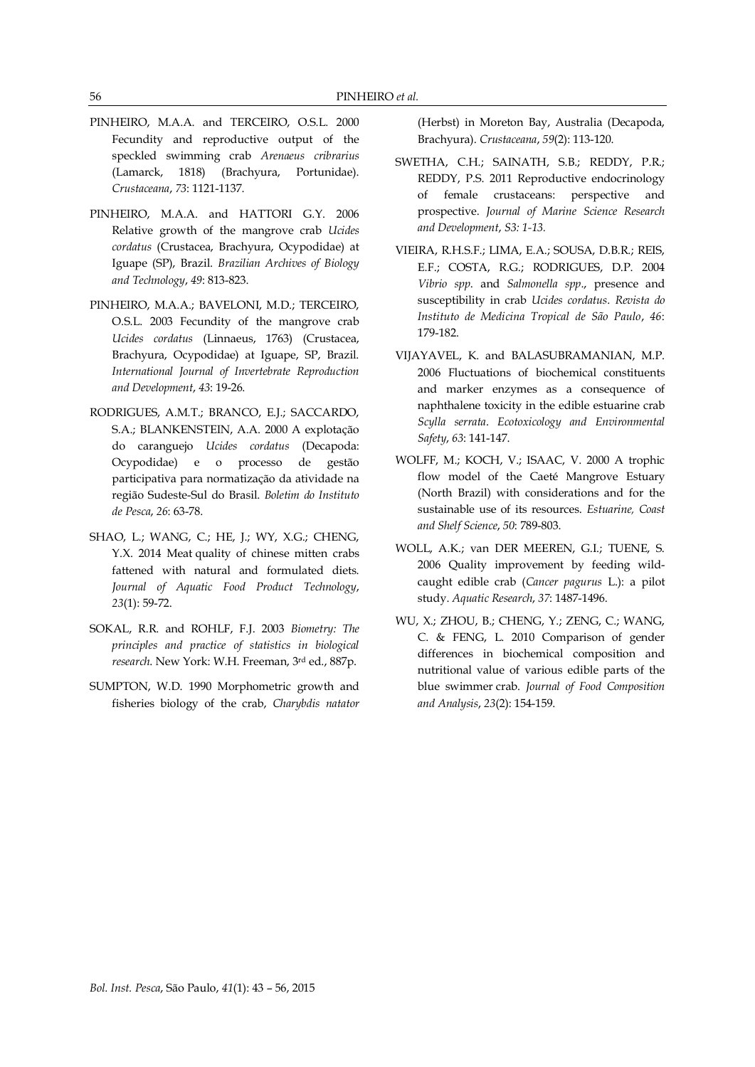PINHEIRO, M.A.A. and TERCEIRO, O.S.L. 2000 Fecundity and reproductive output of the speckled swimming crab *Arenaeus cribrarius* (Lamarck, 1818) (Brachyura, Portunidae). *Crustaceana*, *73*: 1121-1137.

PINHEIRO, M.A.A. and HATTORI G.Y. 2006 Relative growth of the mangrove crab *Ucides cordatus* (Crustacea, Brachyura, Ocypodidae) at Iguape (SP), Brazil. *Brazilian Archives of Biology and Technology*, *49*: 813-823.

PINHEIRO, M.A.A.; BAVELONI, M.D.; TERCEIRO, O.S.L. 2003 Fecundity of the mangrove crab *Ucides cordatus* (Linnaeus, 1763) (Crustacea, Brachyura, Ocypodidae) at Iguape, SP, Brazil. *International Journal of Invertebrate Reproduction and Development*, *43*: 19-26.

RODRIGUES, A.M.T.; BRANCO, E.J.; SACCARDO, S.A.; BLANKENSTEIN, A.A. 2000 A explotação do caranguejo *Ucides cordatus* (Decapoda: Ocypodidae) e o processo de gestão participativa para normatização da atividade na região Sudeste-Sul do Brasil. *Boletim do Instituto de Pesca*, *26*: 63-78.

SHAO, L.; WANG, C.; HE, J.; WY, X.G.; CHENG, Y.X. 2014 Meat quality of chinese mitten crabs fattened with natural and formulated diets. *Journal of Aquatic Food Product Technology*, *23*(1): 59-72.

SOKAL, R.R. and ROHLF, F.J. 2003 *Biometry: The principles and practice of statistics in biological research*. New York: W.H. Freeman, 3rd ed., 887p.

SUMPTON, W.D. 1990 Morphometric growth and fisheries biology of the crab, *Charybdis natator* (Herbst) in Moreton Bay, Australia (Decapoda, Brachyura). *Crustaceana*, *59*(2): 113-120.

SWETHA, C.H.; SAINATH, S.B.; REDDY, P.R.; REDDY, P.S. 2011 Reproductive endocrinology of female crustaceans: perspective and prospective. *Journal of Marine Science Research and Development*, *S3: 1-13.*

VIEIRA, R.H.S.F.; LIMA, E.A.; SOUSA, D.B.R.; REIS, E.F.; COSTA, R.G.; RODRIGUES, D.P. 2004 *Vibrio spp.* and *Salmonella spp*., presence and susceptibility in crab *Ucides cordatus*. *Revista do Instituto de Medicina Tropical de São Paulo*, *46*: 179-182.

VIJAYAVEL, K. and BALASUBRAMANIAN, M.P. 2006 Fluctuations of biochemical constituents and marker enzymes as a consequence of naphthalene toxicity in the edible estuarine crab *Scylla serrata*. *Ecotoxicology and Environmental Safety*, *63*: 141-147.

WOLFF, M.; KOCH, V.; ISAAC, V. 2000 A trophic flow model of the Caeté Mangrove Estuary (North Brazil) with considerations and for the sustainable use of its resources. *Estuarine, Coast and Shelf Science*, *50*: 789-803.

WOLL, A.K.; van DER MEEREN, G.I.; TUENE, S. 2006 Quality improvement by feeding wild-caught edible crab (*Cancer pagurus* L.): a pilot study. *Aquatic Research*, *37*: 1487-1496.

WU, X.; ZHOU, B.; CHENG, Y.; ZENG, C.; WANG, C. & FENG, L. 2010 Comparison of gender differences in biochemical composition and nutritional value of various edible parts of the blue swimmer crab. *Journal of Food Composition and Analysis*, *23*(2): 154-159.